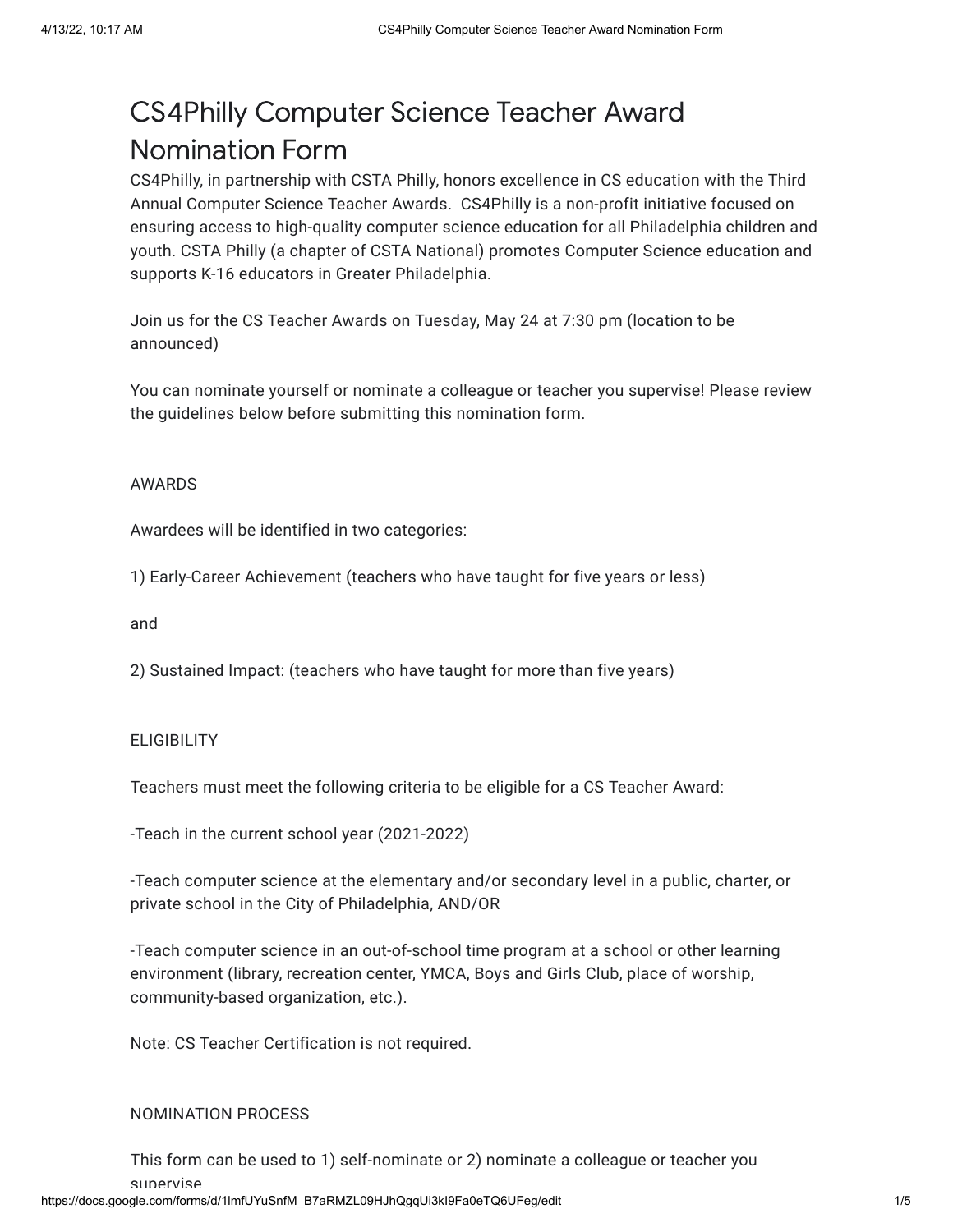# CS4Philly Computer Science Teacher Award Nomination Form

CS4Philly, in partnership with CSTA Philly, honors excellence in CS education with the Third Annual Computer Science Teacher Awards. CS4Philly is a non-profit initiative focused on ensuring access to high-quality computer science education for all Philadelphia children and youth. CSTA Philly (a chapter of CSTA National) promotes Computer Science education and supports K-16 educators in Greater Philadelphia.

Join us for the CS Teacher Awards on Tuesday, May 24 at 7:30 pm (location to be announced)

You can nominate yourself or nominate a colleague or teacher you supervise! Please review the guidelines below before submitting this nomination form.

AWARDS

Awardees will be identified in two categories:

1) Early-Career Achievement (teachers who have taught for five years or less)

and

2) Sustained Impact: (teachers who have taught for more than five years)

ELIGIBILITY

Teachers must meet the following criteria to be eligible for a CS Teacher Award:

-Teach in the current school year (2021-2022)

-Teach computer science at the elementary and/or secondary level in a public, charter, or private school in the City of Philadelphia, AND/OR

-Teach computer science in an out-of-school time program at a school or other learning environment (library, recreation center, YMCA, Boys and Girls Club, place of worship, community-based organization, etc.).

Note: CS Teacher Certification is not required.

NOMINATION PROCESS

This form can be used to 1) self-nominate or 2) nominate a colleague or teacher you supervise.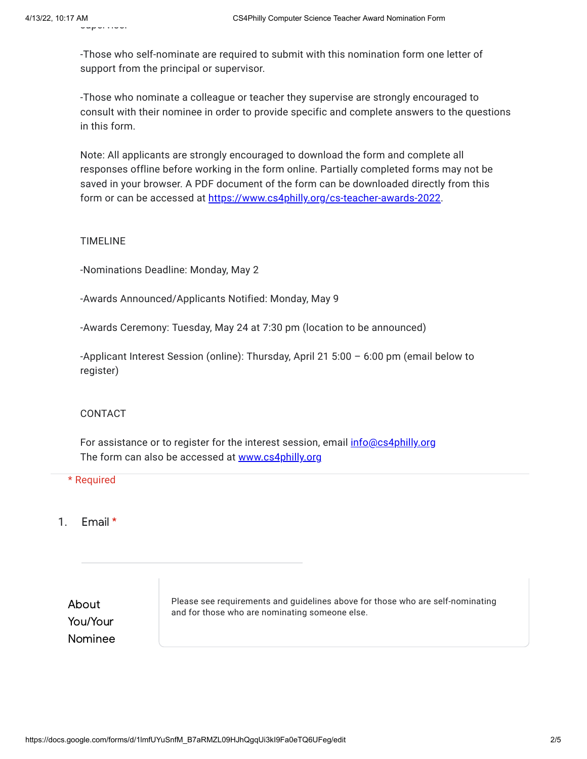-Those who self-nominate are required to submit with this nomination form one letter of support from the principal or supervisor.

-Those who nominate a colleague or teacher they supervise are strongly encouraged to consult with their nominee in order to provide specific and complete answers to the questions in this form.

Note: All applicants are strongly encouraged to download the form and complete all responses offline before working in the form online. Partially completed forms may not be saved in your browser. A PDF document of the form can be downloaded directly from this form or can be accessed at https://www.cs4philly.org/cs-teacher-awards-2022.

TIMELINE

-Nominations Deadline: Monday, May 2

-Awards Announced/Applicants Notified: Monday, May 9

-Awards Ceremony: Tuesday, May 24 at 7:30 pm (location to be announced)

-Applicant Interest Session (online): Thursday, April 21 5:00 – 6:00 pm (email below to register)

CONTACT

For assistance or to register for the interest session, email info@cs4philly.org
The form can also be accessed at www.cs4philly.org

\* Required

1. Email *

_______________________________

## About You/Your Nominee

Please see requirements and guidelines above for those who are self-nominating and for those who are nominating someone else.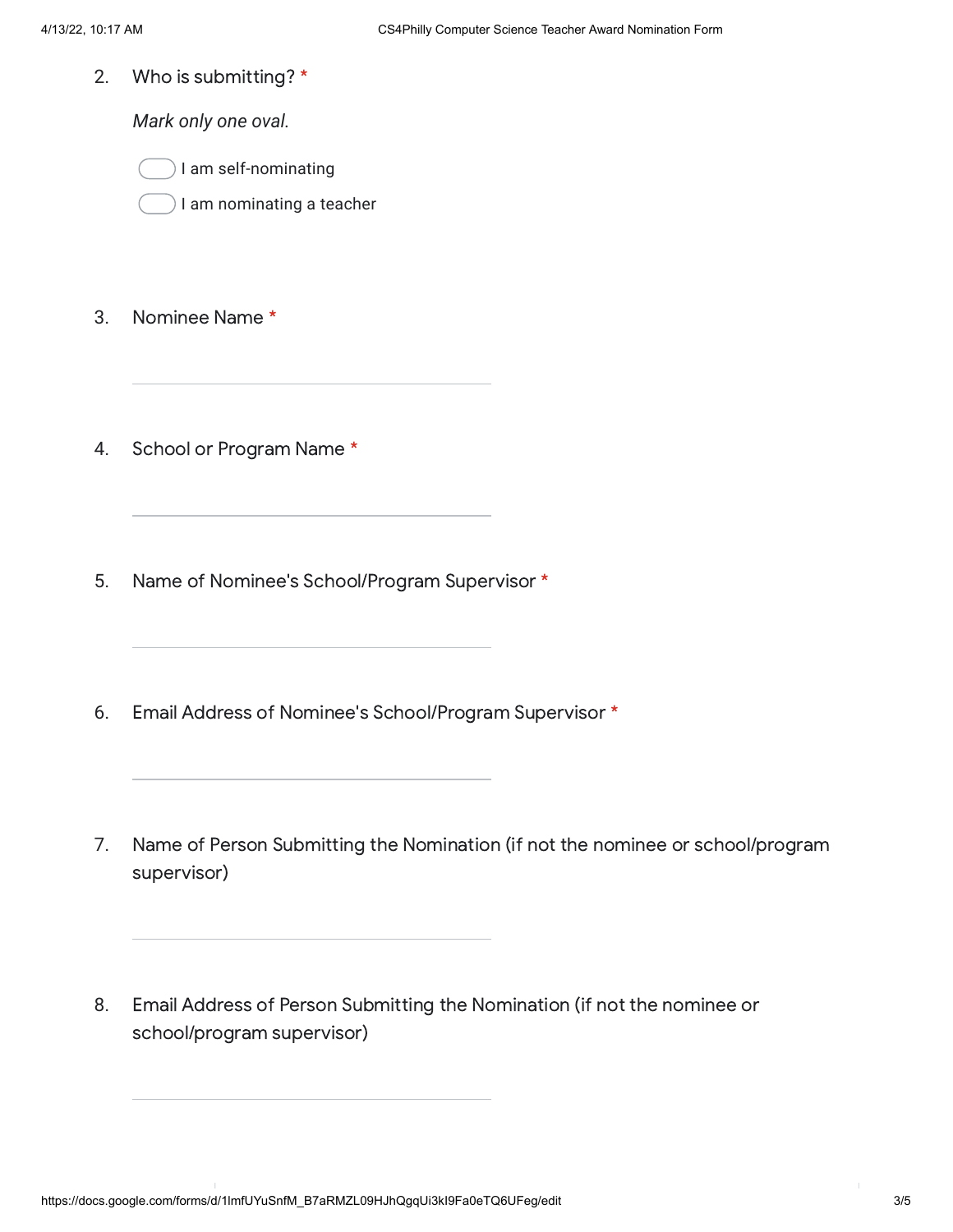2. Who is submitting? *

   *Mark only one oval.*

   - ◯ I am self-nominating
   - ◯ I am nominating a teacher

3. Nominee Name *

   \_\_\_\_\_\_\_\_\_\_\_\_\_\_\_\_\_\_\_\_\_\_\_\_\_\_\_\_\_\_

4. School or Program Name *

   \_\_\_\_\_\_\_\_\_\_\_\_\_\_\_\_\_\_\_\_\_\_\_\_\_\_\_\_\_\_

5. Name of Nominee's School/Program Supervisor *

   \_\_\_\_\_\_\_\_\_\_\_\_\_\_\_\_\_\_\_\_\_\_\_\_\_\_\_\_\_\_

6. Email Address of Nominee's School/Program Supervisor *

   \_\_\_\_\_\_\_\_\_\_\_\_\_\_\_\_\_\_\_\_\_\_\_\_\_\_\_\_\_\_

7. Name of Person Submitting the Nomination (if not the nominee or school/program supervisor)

   \_\_\_\_\_\_\_\_\_\_\_\_\_\_\_\_\_\_\_\_\_\_\_\_\_\_\_\_\_\_

8. Email Address of Person Submitting the Nomination (if not the nominee or school/program supervisor)

   \_\_\_\_\_\_\_\_\_\_\_\_\_\_\_\_\_\_\_\_\_\_\_\_\_\_\_\_\_\_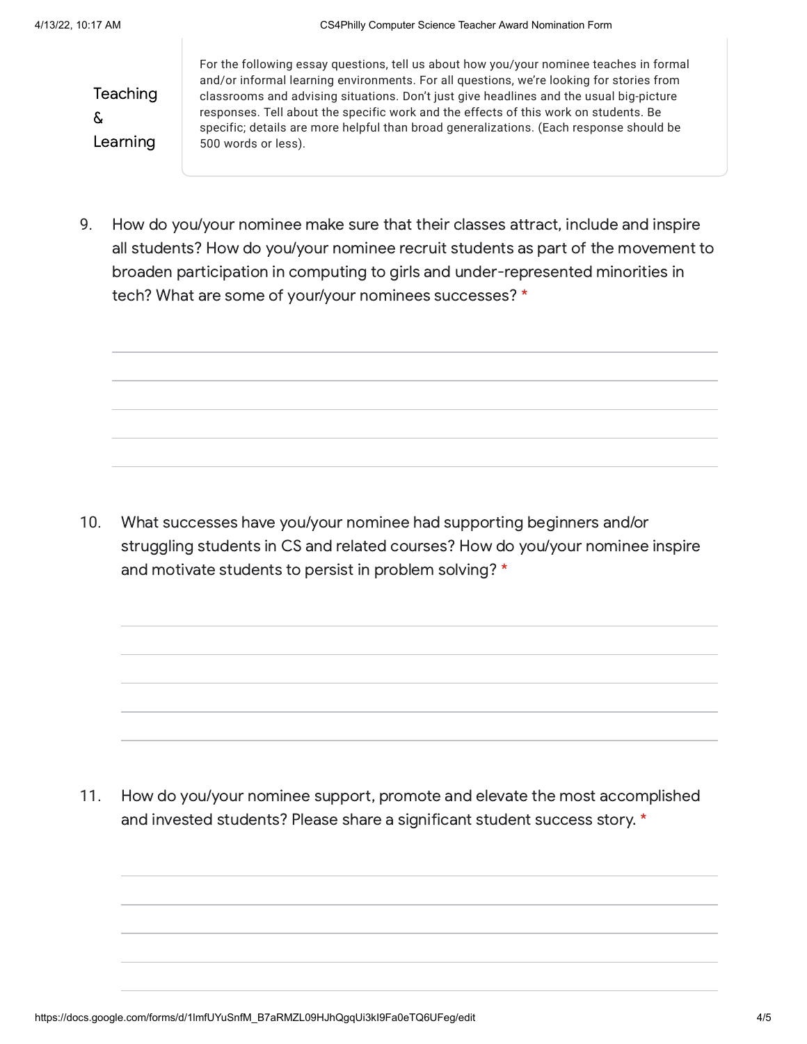## Teaching & Learning

For the following essay questions, tell us about how you/your nominee teaches in formal and/or informal learning environments. For all questions, we're looking for stories from classrooms and advising situations. Don't just give headlines and the usual big-picture responses. Tell about the specific work and the effects of this work on students. Be specific; details are more helpful than broad generalizations. (Each response should be 500 words or less).

9. How do you/your nominee make sure that their classes attract, include and inspire all students? How do you/your nominee recruit students as part of the movement to broaden participation in computing to girls and under-represented minorities in tech? What are some of your/your nominees successes? *

10. What successes have you/your nominee had supporting beginners and/or struggling students in CS and related courses? How do you/your nominee inspire and motivate students to persist in problem solving? *

11. How do you/your nominee support, promote and elevate the most accomplished and invested students? Please share a significant student success story. *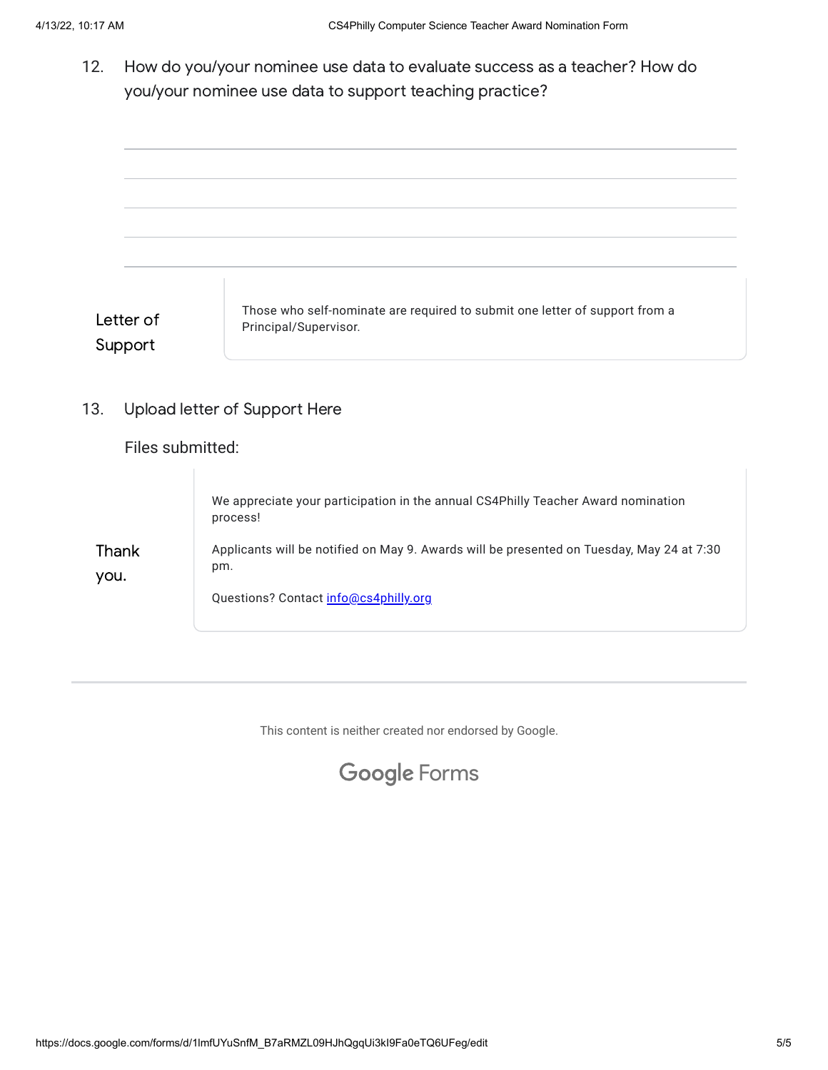12. How do you/your nominee use data to evaluate success as a teacher? How do you/your nominee use data to support teaching practice?

**Letter of Support**

Those who self-nominate are required to submit one letter of support from a Principal/Supervisor.

13. Upload letter of Support Here

Files submitted:

**Thank you.**

We appreciate your participation in the annual CS4Philly Teacher Award nomination process!

Applicants will be notified on May 9. Awards will be presented on Tuesday, May 24 at 7:30 pm.

Questions? Contact info@cs4philly.org

This content is neither created nor endorsed by Google.

Google Forms